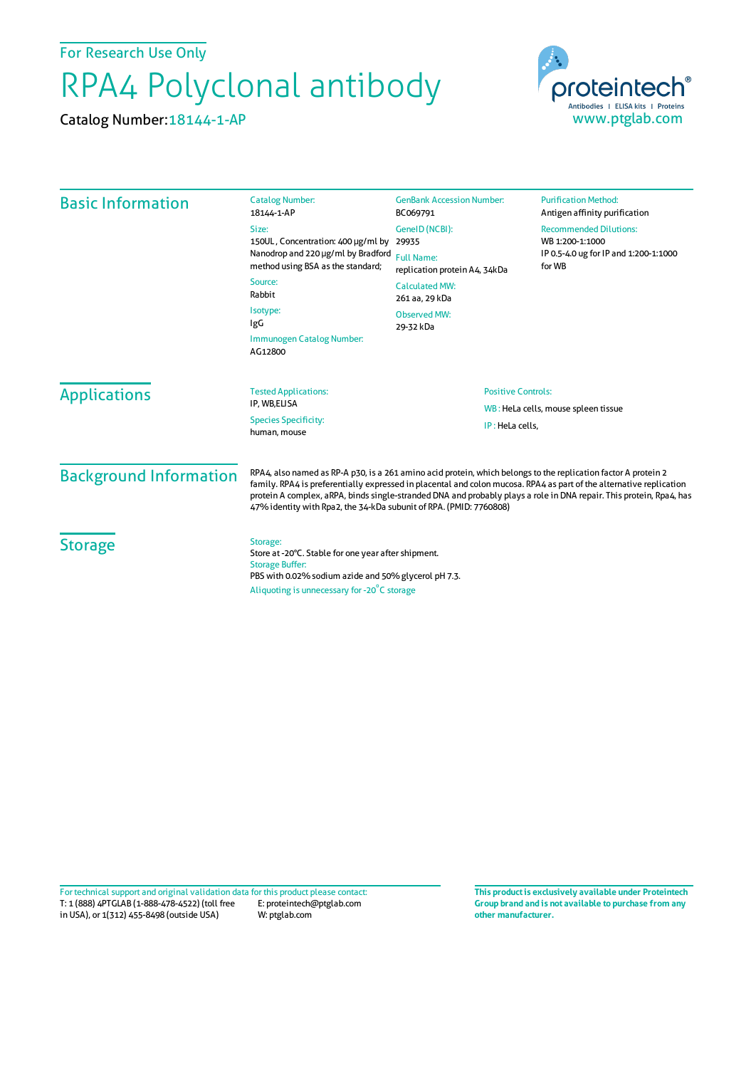For Research Use Only

# RPA4 Polyclonal antibody

Catalog Number: 18144-1-AP

proteintech®
Antibodies | ELISA kits | Proteins
www.ptglab.com

## Basic Information

**Catalog Number:**
18144-1-AP

**Size:**
150UL , Concentration: 400 μg/ml by Nanodrop and 220 μg/ml by Bradford method using BSA as the standard;

**Source:**
Rabbit

**Isotype:**
IgG

**Immunogen Catalog Number:**
AG12800

**GenBank Accession Number:**
BC069791

**GeneID (NCBI):**
29935

**Full Name:**
replication protein A4, 34kDa

**Calculated MW:**
261 aa, 29 kDa

**Observed MW:**
29-32 kDa

**Purification Method:**
Antigen affinity purification

**Recommended Dilutions:**
WB 1:200-1:1000
IP 0.5-4.0 ug for IP and 1:200-1:1000 for WB

## Applications

**Tested Applications:**
IP, WB,ELISA

**Species Specificity:**
human, mouse

**Positive Controls:**

WB : HeLa cells, mouse spleen tissue

IP : HeLa cells,

## Background Information

RPA4, also named as RP-A p30, is a 261 amino acid protein, which belongs to the replication factor A protein 2 family. RPA4 is preferentially expressed in placental and colon mucosa. RPA4 as part of the alternative replication protein A complex, aRPA, binds single-stranded DNA and probably plays a role in DNA repair. This protein, Rpa4, has 47% identity with Rpa2, the 34-kDa subunit of RPA. (PMID: 7760808)

## Storage

**Storage:**
Store at -20°C. Stable for one year after shipment.

**Storage Buffer:**
PBS with 0.02% sodium azide and 50% glycerol pH 7.3.

Aliquoting is unnecessary for -20°C storage

For technical support and original validation data for this product please contact:
T: 1 (888) 4PTGLAB (1-888-478-4522) (toll free in USA), or 1(312) 455-8498 (outside USA)
E: proteintech@ptglab.com
W: ptglab.com

**This product is exclusively available under Proteintech Group brand and is not available to purchase from any other manufacturer.**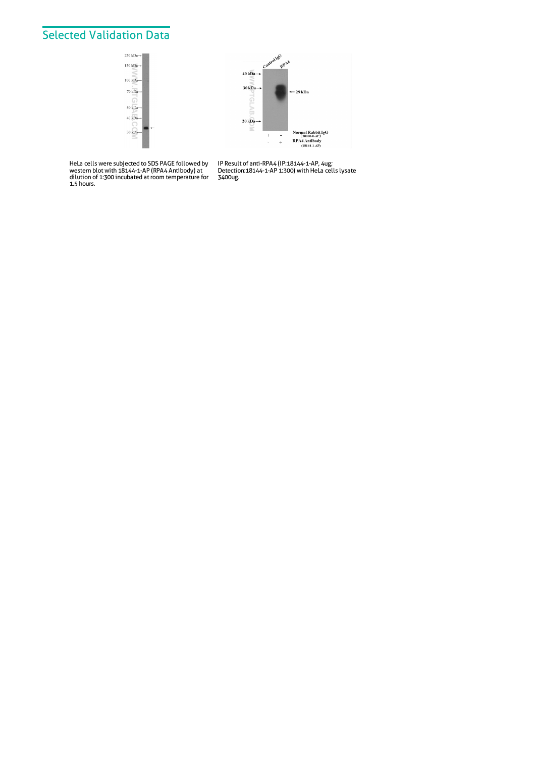## Selected Validation Data

250 kDa→
150 kDa→
100 kDa→
70 kDa→
50 kDa→
40 kDa→
30 kDa→

HeLa cells were subjected to SDS PAGE followed by western blot with 18144-1-AP (RPA4 Antibody) at dilution of 1:300 incubated at room temperature for 1.5 hours.

Control IgG
RPA4
40 kDa→
30 kDa→
20 kDa→
← 29 kDa
Normal Rabbit IgG (30000-0-AP)
RPA4 Antibody (18144-1-AP)

IP Result of anti-RPA4 (IP:18144-1-AP, 4ug; Detection:18144-1-AP 1:300) with HeLa cells lysate 3400ug.